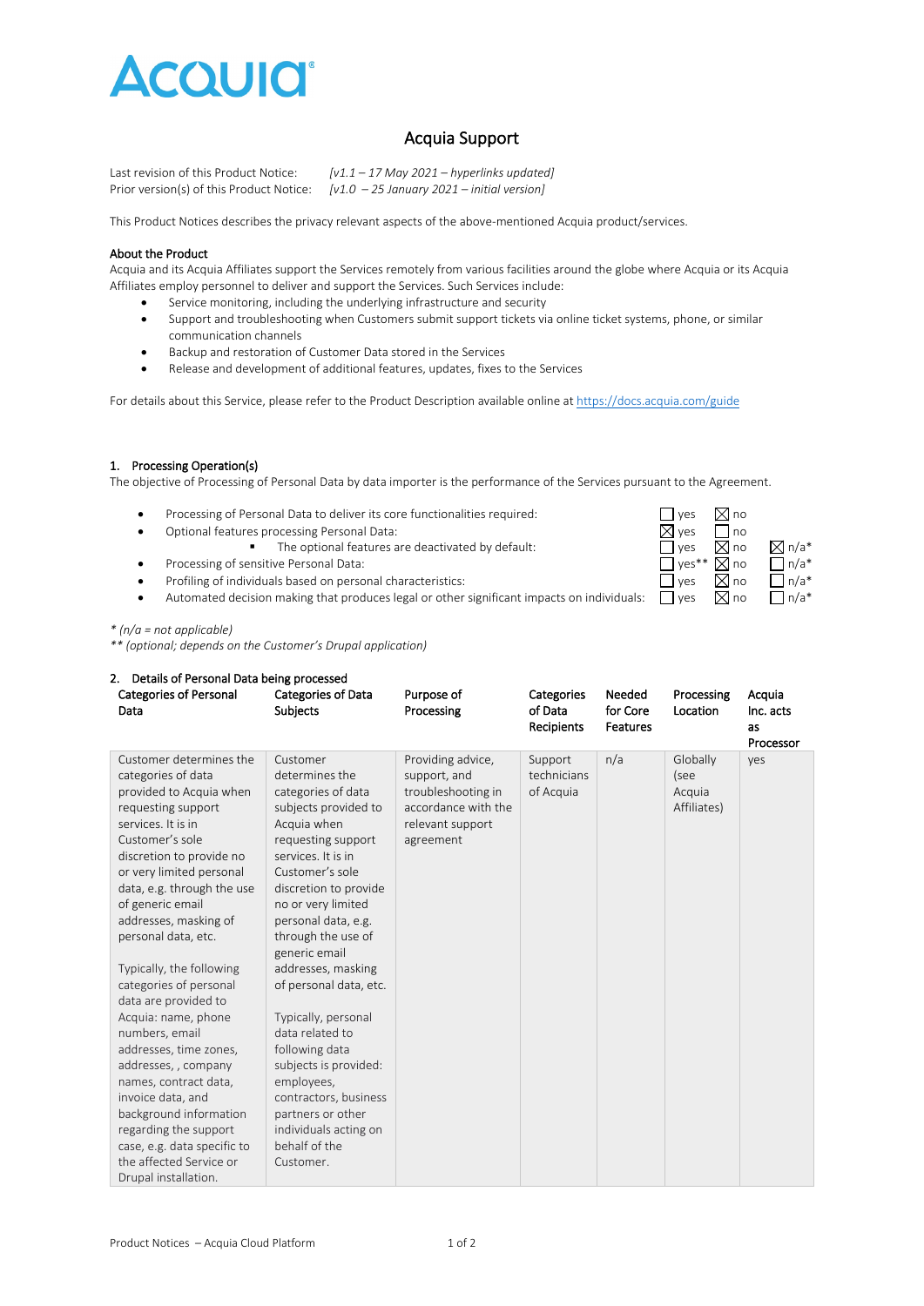# Acquia Support

Last revision of this Product Notice: *[v1.1 – 17 May 2021 – hyperlinks updated]*
Prior version(s) of this Product Notice: *[v1.0 – 25 January 2021 – initial version]*

This Product Notices describes the privacy relevant aspects of the above-mentioned Acquia product/services.

**About the Product**

Acquia and its Acquia Affiliates support the Services remotely from various facilities around the globe where Acquia or its Acquia Affiliates employ personnel to deliver and support the Services. Such Services include:

- Service monitoring, including the underlying infrastructure and security
- Support and troubleshooting when Customers submit support tickets via online ticket systems, phone, or similar communication channels
- Backup and restoration of Customer Data stored in the Services
- Release and development of additional features, updates, fixes to the Services

For details about this Service, please refer to the Product Description available online at https://docs.acquia.com/guide

## 1. Processing Operation(s)

The objective of Processing of Personal Data by data importer is the performance of the Services pursuant to the Agreement.

- Processing of Personal Data to deliver its core functionalities required: ☐ yes ☒ no
- Optional features processing Personal Data: ☒ yes ☐ no
  - The optional features are deactivated by default: ☐ yes ☒ no ☒ n/a*
- Processing of sensitive Personal Data: ☐ yes** ☒ no ☐ n/a*
- Profiling of individuals based on personal characteristics: ☐ yes ☒ no ☐ n/a*
- Automated decision making that produces legal or other significant impacts on individuals: ☐ yes ☒ no ☐ n/a*

*\* (n/a = not applicable)*
*\*\* (optional; depends on the Customer's Drupal application)*

## 2. Details of Personal Data being processed

| Categories of Personal Data | Categories of Data Subjects | Purpose of Processing | Categories of Data Recipients | Needed for Core Features | Processing Location | Acquia Inc. acts as Processor |
|---|---|---|---|---|---|---|
| Customer determines the categories of data provided to Acquia when requesting support services. It is in Customer's sole discretion to provide no or very limited personal data, e.g. through the use of generic email addresses, masking of personal data, etc.<br><br>Typically, the following categories of personal data are provided to Acquia: name, phone numbers, email addresses, time zones, addresses, , company names, contract data, invoice data, and background information regarding the support case, e.g. data specific to the affected Service or Drupal installation. | Customer determines the categories of data subjects provided to Acquia when requesting support services. It is in Customer's sole discretion to provide no or very limited personal data, e.g. through the use of generic email addresses, masking of personal data, etc.<br><br>Typically, personal data related to following data subjects is provided: employees, contractors, business partners or other individuals acting on behalf of the Customer. | Providing advice, support, and troubleshooting in accordance with the relevant support agreement | Support technicians of Acquia | n/a | Globally (see Acquia Affiliates) | yes |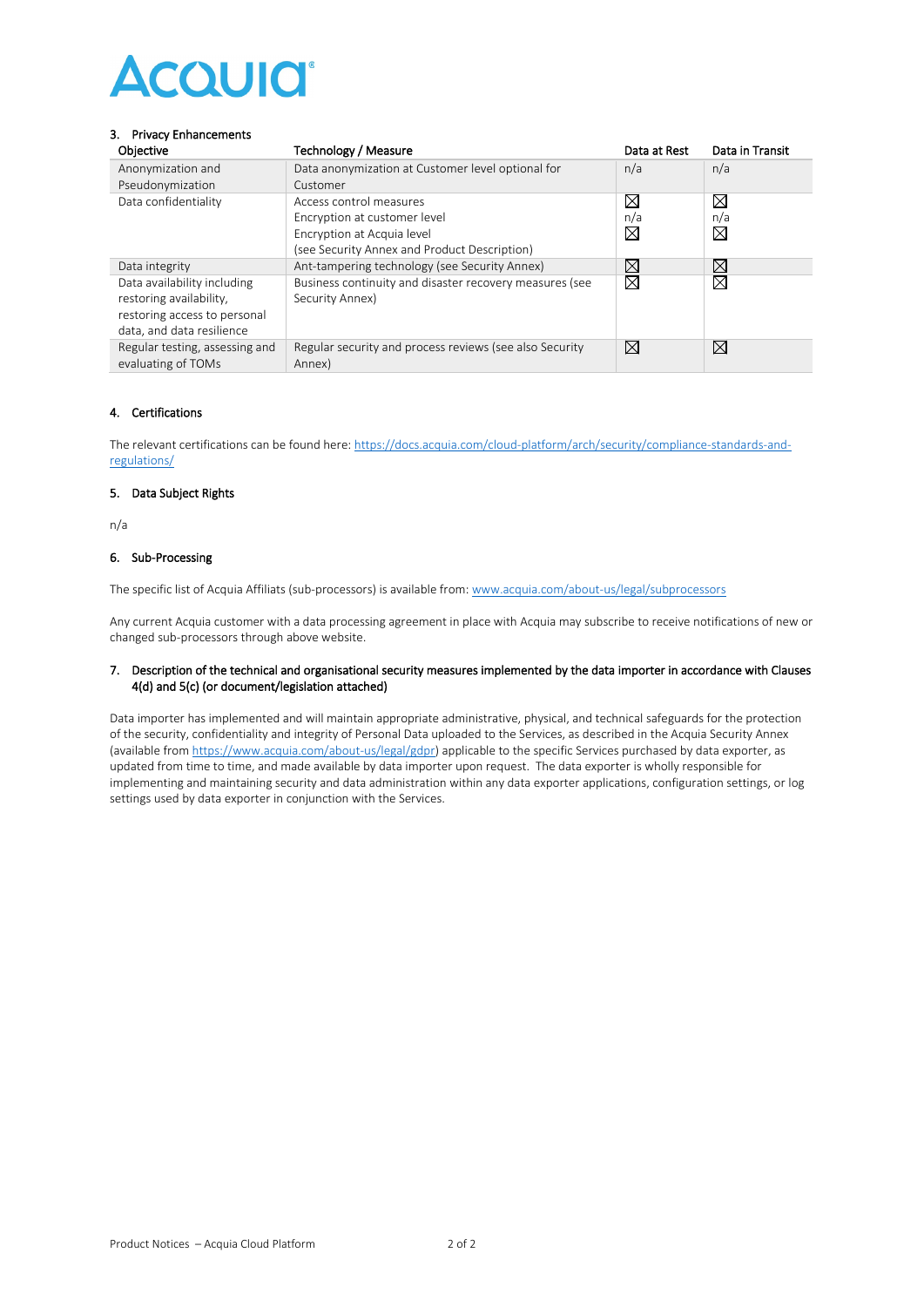### 3. Privacy Enhancements

| Objective | Technology / Measure | Data at Rest | Data in Transit |
|---|---|---|---|
| Anonymization and Pseudonymization | Data anonymization at Customer level optional for Customer | n/a | n/a |
| Data confidentiality | Access control measures<br>Encryption at customer level<br>Encryption at Acquia level<br>(see Security Annex and Product Description) | ☒<br>n/a<br>☒ | ☒<br>n/a<br>☒ |
| Data integrity | Ant-tampering technology (see Security Annex) | ☒ | ☒ |
| Data availability including restoring availability, restoring access to personal data, and data resilience | Business continuity and disaster recovery measures (see Security Annex) | ☒ | ☒ |
| Regular testing, assessing and evaluating of TOMs | Regular security and process reviews (see also Security Annex) | ☒ | ☒ |

### 4. Certifications

The relevant certifications can be found here: https://docs.acquia.com/cloud-platform/arch/security/compliance-standards-and-regulations/

### 5. Data Subject Rights

n/a

### 6. Sub-Processing

The specific list of Acquia Affiliats (sub-processors) is available from: www.acquia.com/about-us/legal/subprocessors

Any current Acquia customer with a data processing agreement in place with Acquia may subscribe to receive notifications of new or changed sub-processors through above website.

### 7. Description of the technical and organisational security measures implemented by the data importer in accordance with Clauses 4(d) and 5(c) (or document/legislation attached)

Data importer has implemented and will maintain appropriate administrative, physical, and technical safeguards for the protection of the security, confidentiality and integrity of Personal Data uploaded to the Services, as described in the Acquia Security Annex (available from https://www.acquia.com/about-us/legal/gdpr) applicable to the specific Services purchased by data exporter, as updated from time to time, and made available by data importer upon request. The data exporter is wholly responsible for implementing and maintaining security and data administration within any data exporter applications, configuration settings, or log settings used by data exporter in conjunction with the Services.